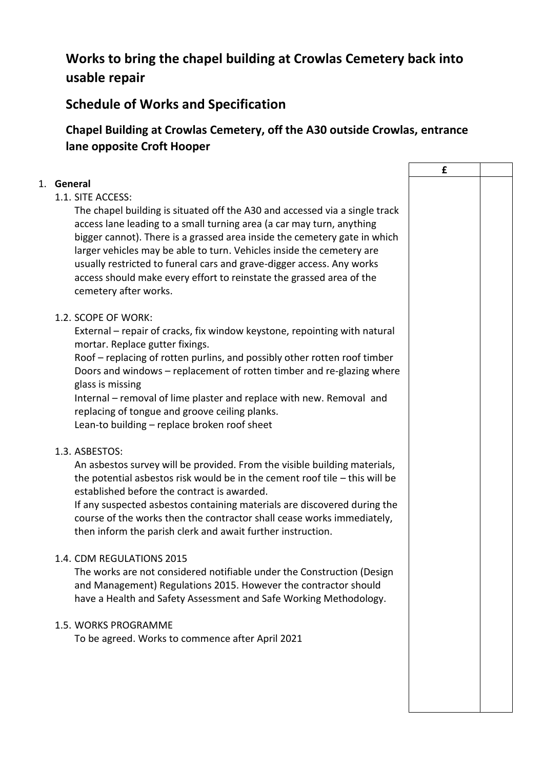# Works to bring the chapel building at Crowlas Cemetery back into usable repair

## Schedule of Works and Specification

### Chapel Building at Crowlas Cemetery, off the A30 outside Crowlas, entrance lane opposite Croft Hooper

| | £ | |
|---|---|---|

1. **General**

   1.1. SITE ACCESS:

   The chapel building is situated off the A30 and accessed via a single track access lane leading to a small turning area (a car may turn, anything bigger cannot). There is a grassed area inside the cemetery gate in which larger vehicles may be able to turn. Vehicles inside the cemetery are usually restricted to funeral cars and grave-digger access. Any works access should make every effort to reinstate the grassed area of the cemetery after works.

   1.2. SCOPE OF WORK:

   External – repair of cracks, fix window keystone, repointing with natural mortar. Replace gutter fixings.
   Roof – replacing of rotten purlins, and possibly other rotten roof timber
   Doors and windows – replacement of rotten timber and re-glazing where glass is missing
   Internal – removal of lime plaster and replace with new. Removal and replacing of tongue and groove ceiling planks.
   Lean-to building – replace broken roof sheet

   1.3. ASBESTOS:

   An asbestos survey will be provided. From the visible building materials, the potential asbestos risk would be in the cement roof tile – this will be established before the contract is awarded.
   If any suspected asbestos containing materials are discovered during the course of the works then the contractor shall cease works immediately, then inform the parish clerk and await further instruction.

   1.4. CDM REGULATIONS 2015

   The works are not considered notifiable under the Construction (Design and Management) Regulations 2015. However the contractor should have a Health and Safety Assessment and Safe Working Methodology.

   1.5. WORKS PROGRAMME

   To be agreed. Works to commence after April 2021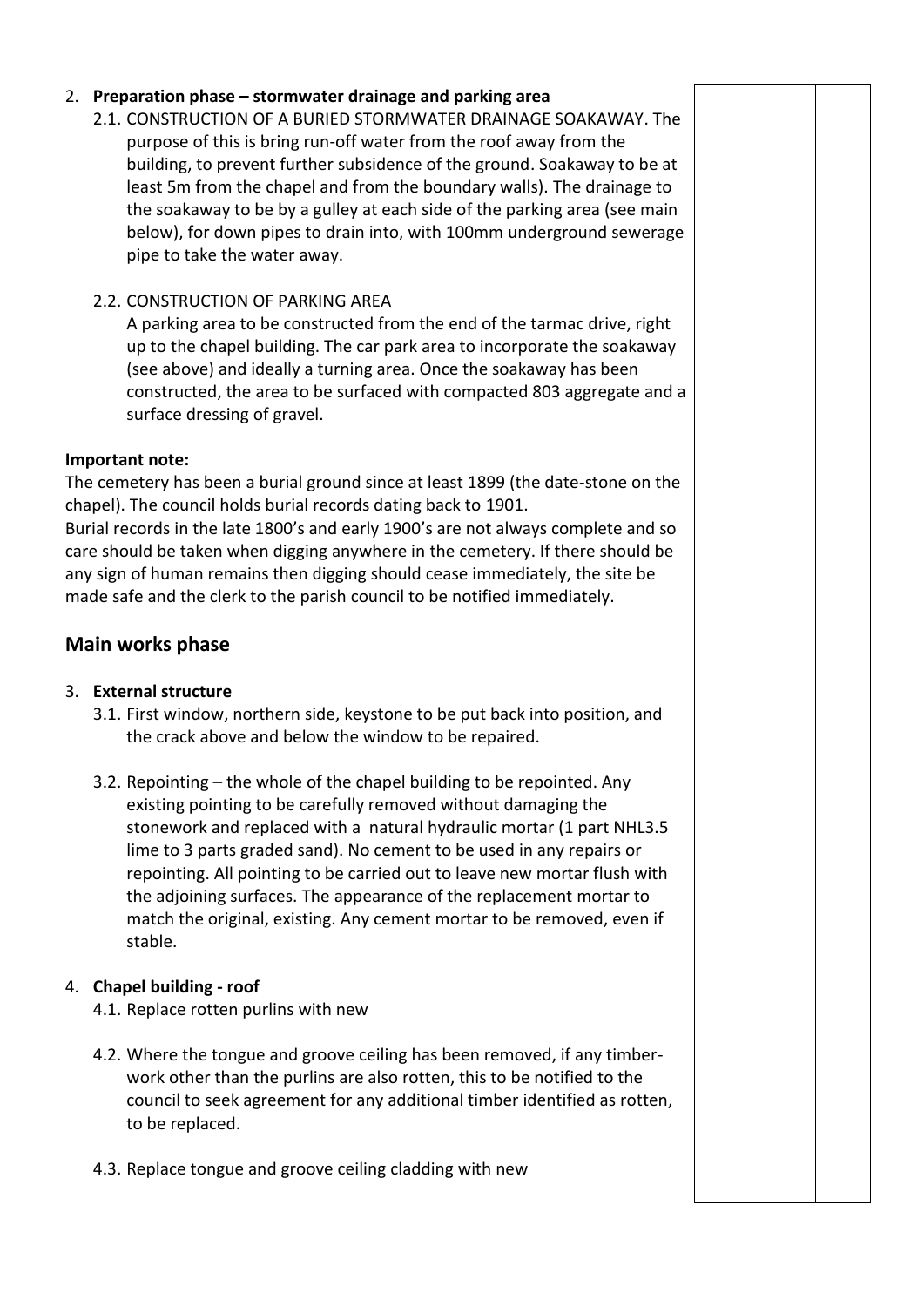2. **Preparation phase – stormwater drainage and parking area**
   2.1. CONSTRUCTION OF A BURIED STORMWATER DRAINAGE SOAKAWAY. The purpose of this is bring run-off water from the roof away from the building, to prevent further subsidence of the ground. Soakaway to be at least 5m from the chapel and from the boundary walls). The drainage to the soakaway to be by a gulley at each side of the parking area (see main below), for down pipes to drain into, with 100mm underground sewerage pipe to take the water away.

   2.2. CONSTRUCTION OF PARKING AREA
   A parking area to be constructed from the end of the tarmac drive, right up to the chapel building. The car park area to incorporate the soakaway (see above) and ideally a turning area. Once the soakaway has been constructed, the area to be surfaced with compacted 803 aggregate and a surface dressing of gravel.

**Important note:**
The cemetery has been a burial ground since at least 1899 (the date-stone on the chapel). The council holds burial records dating back to 1901.
Burial records in the late 1800's and early 1900's are not always complete and so care should be taken when digging anywhere in the cemetery. If there should be any sign of human remains then digging should cease immediately, the site be made safe and the clerk to the parish council to be notified immediately.

## Main works phase

3. **External structure**
   3.1. First window, northern side, keystone to be put back into position, and the crack above and below the window to be repaired.

   3.2. Repointing – the whole of the chapel building to be repointed. Any existing pointing to be carefully removed without damaging the stonework and replaced with a natural hydraulic mortar (1 part NHL3.5 lime to 3 parts graded sand). No cement to be used in any repairs or repointing. All pointing to be carried out to leave new mortar flush with the adjoining surfaces. The appearance of the replacement mortar to match the original, existing. Any cement mortar to be removed, even if stable.

4. **Chapel building - roof**
   4.1. Replace rotten purlins with new

   4.2. Where the tongue and groove ceiling has been removed, if any timber-work other than the purlins are also rotten, this to be notified to the council to seek agreement for any additional timber identified as rotten, to be replaced.

   4.3. Replace tongue and groove ceiling cladding with new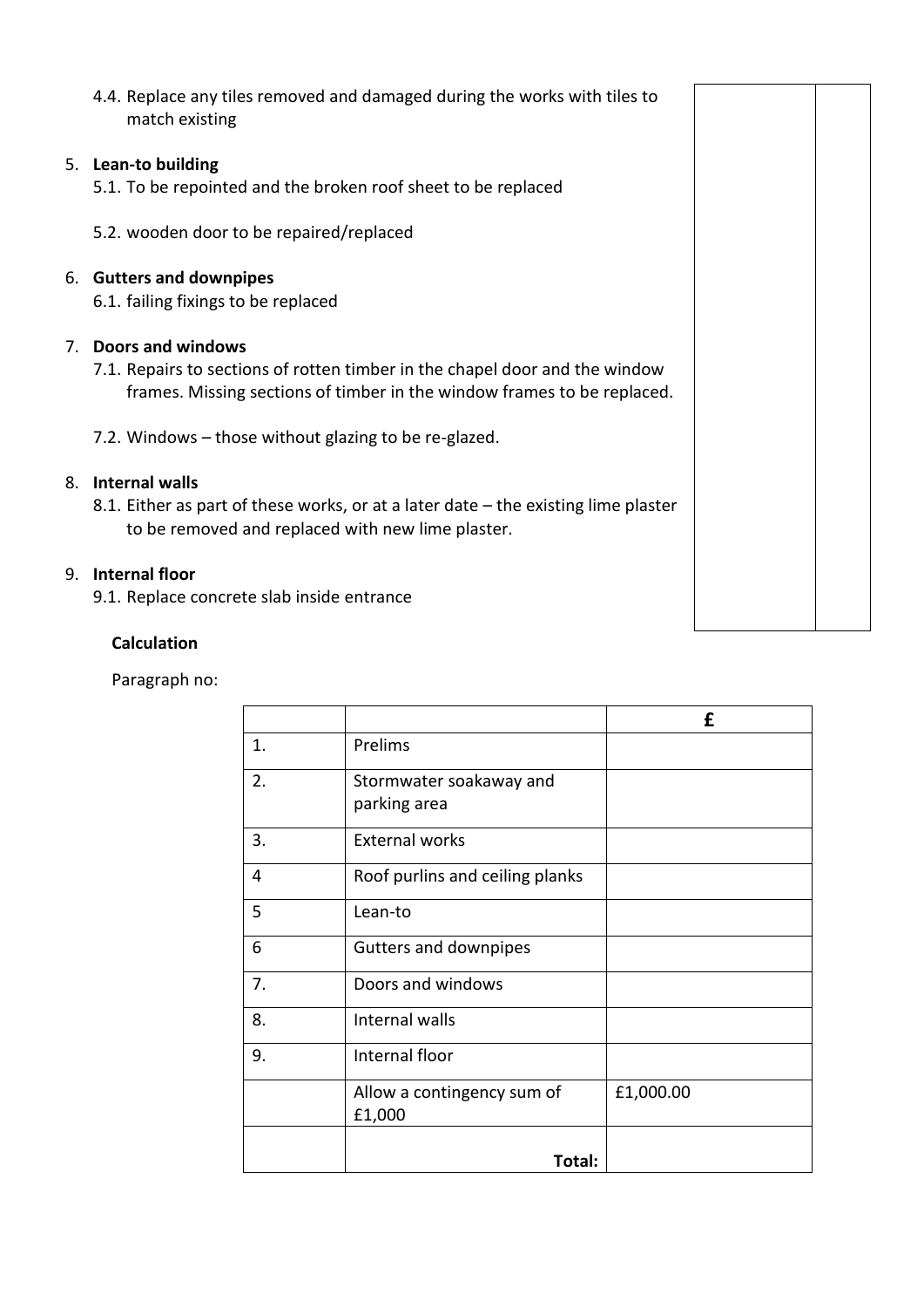4.4. Replace any tiles removed and damaged during the works with tiles to match existing

5. **Lean-to building**

   5.1. To be repointed and the broken roof sheet to be replaced

   5.2. wooden door to be repaired/replaced

6. **Gutters and downpipes**

   6.1. failing fixings to be replaced

7. **Doors and windows**

   7.1. Repairs to sections of rotten timber in the chapel door and the window frames. Missing sections of timber in the window frames to be replaced.

   7.2. Windows – those without glazing to be re-glazed.

8. **Internal walls**

   8.1. Either as part of these works, or at a later date – the existing lime plaster to be removed and replaced with new lime plaster.

9. **Internal floor**

   9.1. Replace concrete slab inside entrance

**Calculation**

Paragraph no:

| | | £ |
|---|---|---|
| 1. | Prelims | |
| 2. | Stormwater soakaway and parking area | |
| 3. | External works | |
| 4 | Roof purlins and ceiling planks | |
| 5 | Lean-to | |
| 6 | Gutters and downpipes | |
| 7. | Doors and windows | |
| 8. | Internal walls | |
| 9. | Internal floor | |
| | Allow a contingency sum of £1,000 | £1,000.00 |
| | **Total:** | |